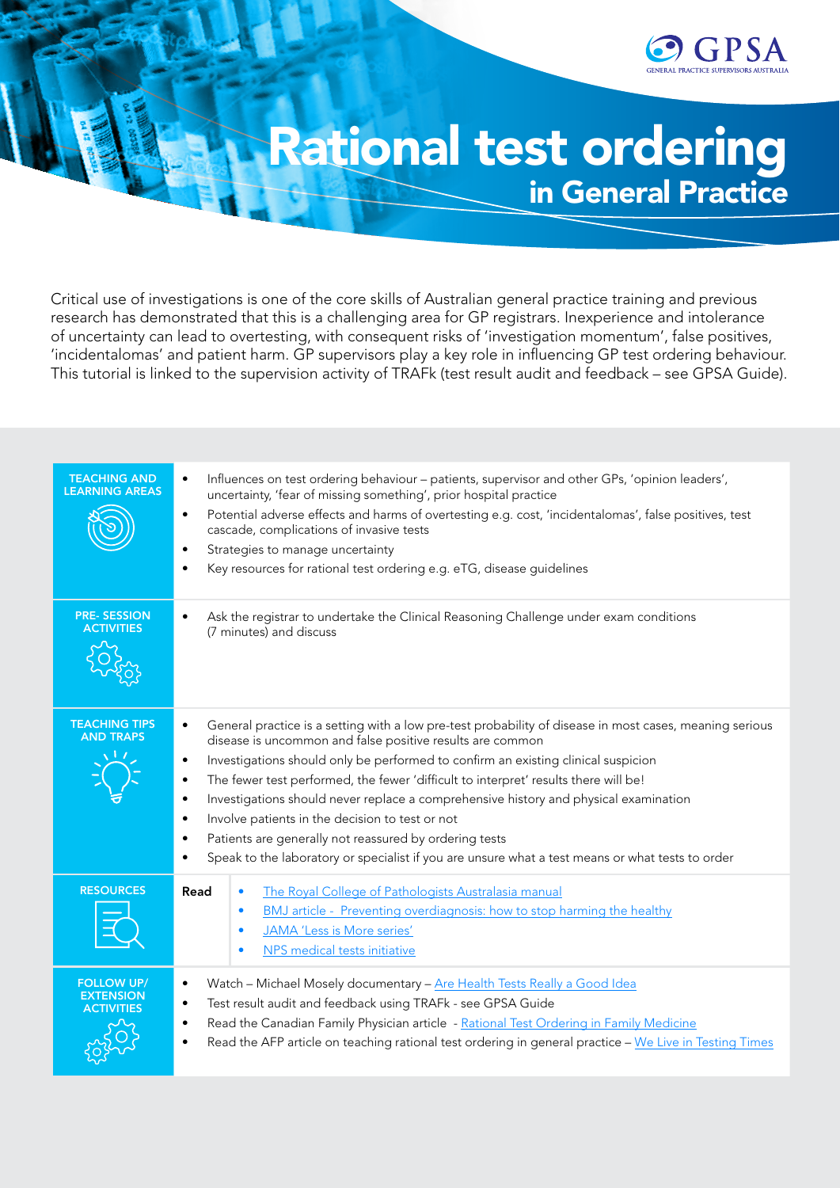# Rational test ordering
## in General Practice

Critical use of investigations is one of the core skills of Australian general practice training and previous research has demonstrated that this is a challenging area for GP registrars. Inexperience and intolerance of uncertainty can lead to overtesting, with consequent risks of 'investigation momentum', false positives, 'incidentalomas' and patient harm. GP supervisors play a key role in influencing GP test ordering behaviour. This tutorial is linked to the supervision activity of TRAFk (test result audit and feedback – see GPSA Guide).

### TEACHING AND LEARNING AREAS

- Influences on test ordering behaviour – patients, supervisor and other GPs, 'opinion leaders', uncertainty, 'fear of missing something', prior hospital practice
- Potential adverse effects and harms of overtesting e.g. cost, 'incidentalomas', false positives, test cascade, complications of invasive tests
- Strategies to manage uncertainty
- Key resources for rational test ordering e.g. eTG, disease guidelines

### PRE- SESSION ACTIVITIES

- Ask the registrar to undertake the Clinical Reasoning Challenge under exam conditions (7 minutes) and discuss

### TEACHING TIPS AND TRAPS

- General practice is a setting with a low pre-test probability of disease in most cases, meaning serious disease is uncommon and false positive results are common
- Investigations should only be performed to confirm an existing clinical suspicion
- The fewer test performed, the fewer 'difficult to interpret' results there will be!
- Investigations should never replace a comprehensive history and physical examination
- Involve patients in the decision to test or not
- Patients are generally not reassured by ordering tests
- Speak to the laboratory or specialist if you are unsure what a test means or what tests to order

### RESOURCES

**Read**

- The Royal College of Pathologists Australasia manual
- BMJ article - Preventing overdiagnosis: how to stop harming the healthy
- JAMA 'Less is More series'
- NPS medical tests initiative

### FOLLOW UP/ EXTENSION ACTIVITIES

- Watch – Michael Mosely documentary – Are Health Tests Really a Good Idea
- Test result audit and feedback using TRAFk - see GPSA Guide
- Read the Canadian Family Physician article - Rational Test Ordering in Family Medicine
- Read the AFP article on teaching rational test ordering in general practice – We Live in Testing Times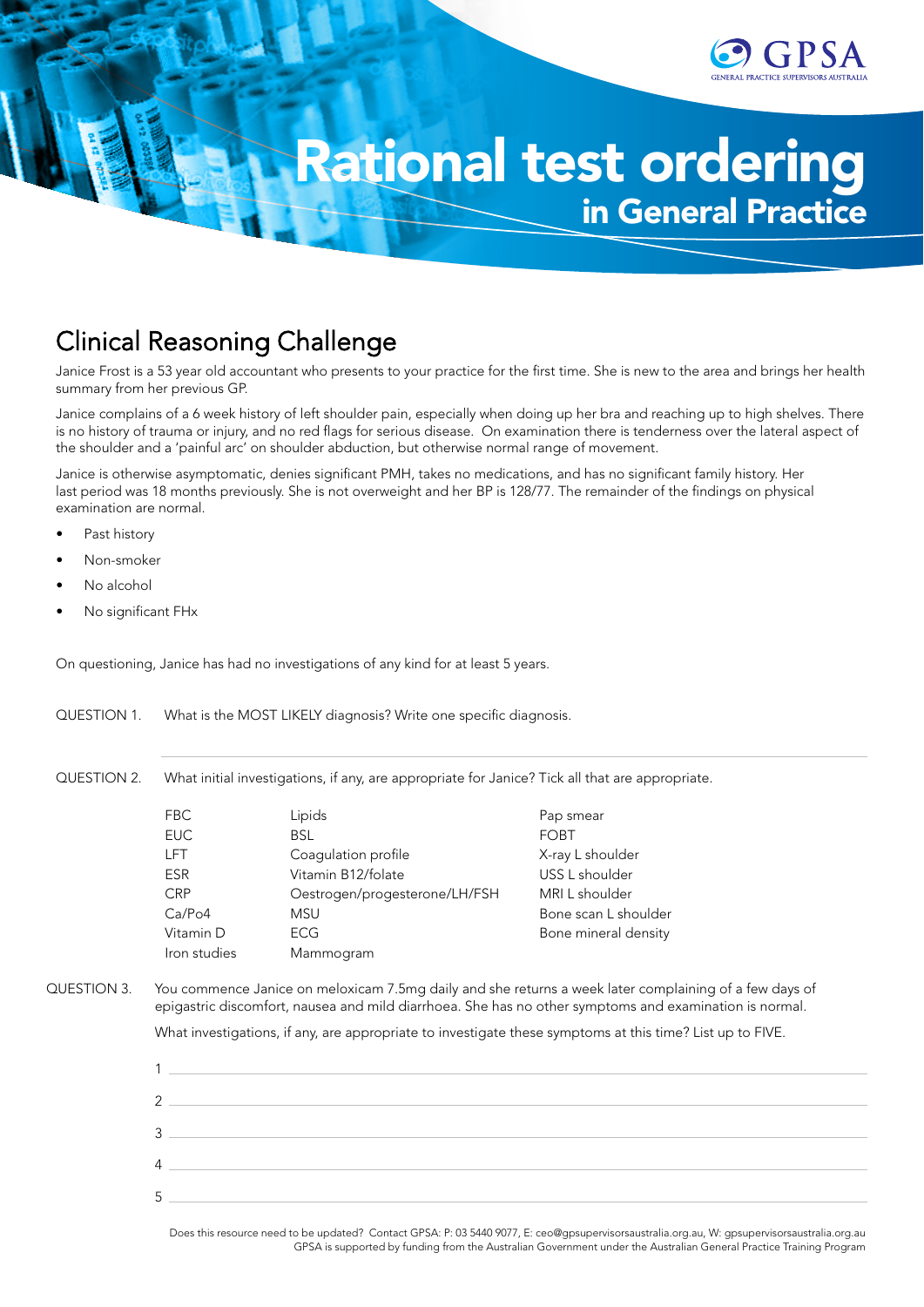# Rational test ordering

## in General Practice

## Clinical Reasoning Challenge

Janice Frost is a 53 year old accountant who presents to your practice for the first time. She is new to the area and brings her health summary from her previous GP.

Janice complains of a 6 week history of left shoulder pain, especially when doing up her bra and reaching up to high shelves. There is no history of trauma or injury, and no red flags for serious disease. On examination there is tenderness over the lateral aspect of the shoulder and a 'painful arc' on shoulder abduction, but otherwise normal range of movement.

Janice is otherwise asymptomatic, denies significant PMH, takes no medications, and has no significant family history. Her last period was 18 months previously. She is not overweight and her BP is 128/77. The remainder of the findings on physical examination are normal.

- Past history
- Non-smoker
- No alcohol
- No significant FHx

On questioning, Janice has had no investigations of any kind for at least 5 years.

QUESTION 1. What is the MOST LIKELY diagnosis? Write one specific diagnosis.

QUESTION 2. What initial investigations, if any, are appropriate for Janice? Tick all that are appropriate.

| | | |
|---|---|---|
| FBC | Lipids | Pap smear |
| EUC | BSL | FOBT |
| LFT | Coagulation profile | X-ray L shoulder |
| ESR | Vitamin B12/folate | USS L shoulder |
| CRP | Oestrogen/progesterone/LH/FSH | MRI L shoulder |
| Ca/Po4 | MSU | Bone scan L shoulder |
| Vitamin D | ECG | Bone mineral density |
| Iron studies | Mammogram | |

QUESTION 3. You commence Janice on meloxicam 7.5mg daily and she returns a week later complaining of a few days of epigastric discomfort, nausea and mild diarrhoea. She has no other symptoms and examination is normal.

What investigations, if any, are appropriate to investigate these symptoms at this time? List up to FIVE.

1 

2 

3 

4 

5 

Does this resource need to be updated? Contact GPSA: P: 03 5440 9077, E: ceo@gpsupervisorsaustralia.org.au, W: gpsupervisorsaustralia.org.au
GPSA is supported by funding from the Australian Government under the Australian General Practice Training Program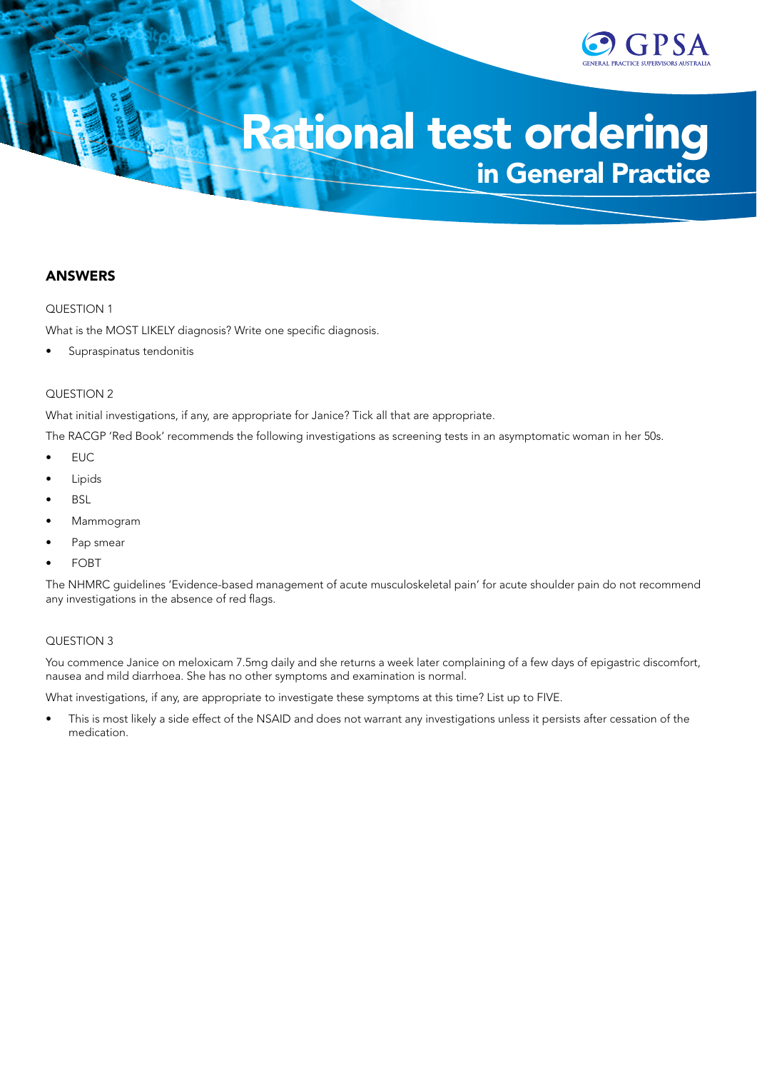# Rational test ordering
## in General Practice

### ANSWERS

QUESTION 1

What is the MOST LIKELY diagnosis? Write one specific diagnosis.

- Supraspinatus tendonitis

QUESTION 2

What initial investigations, if any, are appropriate for Janice? Tick all that are appropriate.

The RACGP 'Red Book' recommends the following investigations as screening tests in an asymptomatic woman in her 50s.

- EUC
- Lipids
- BSL
- Mammogram
- Pap smear
- FOBT

The NHMRC guidelines 'Evidence-based management of acute musculoskeletal pain' for acute shoulder pain do not recommend any investigations in the absence of red flags.

QUESTION 3

You commence Janice on meloxicam 7.5mg daily and she returns a week later complaining of a few days of epigastric discomfort, nausea and mild diarrhoea. She has no other symptoms and examination is normal.

What investigations, if any, are appropriate to investigate these symptoms at this time? List up to FIVE.

- This is most likely a side effect of the NSAID and does not warrant any investigations unless it persists after cessation of the medication.